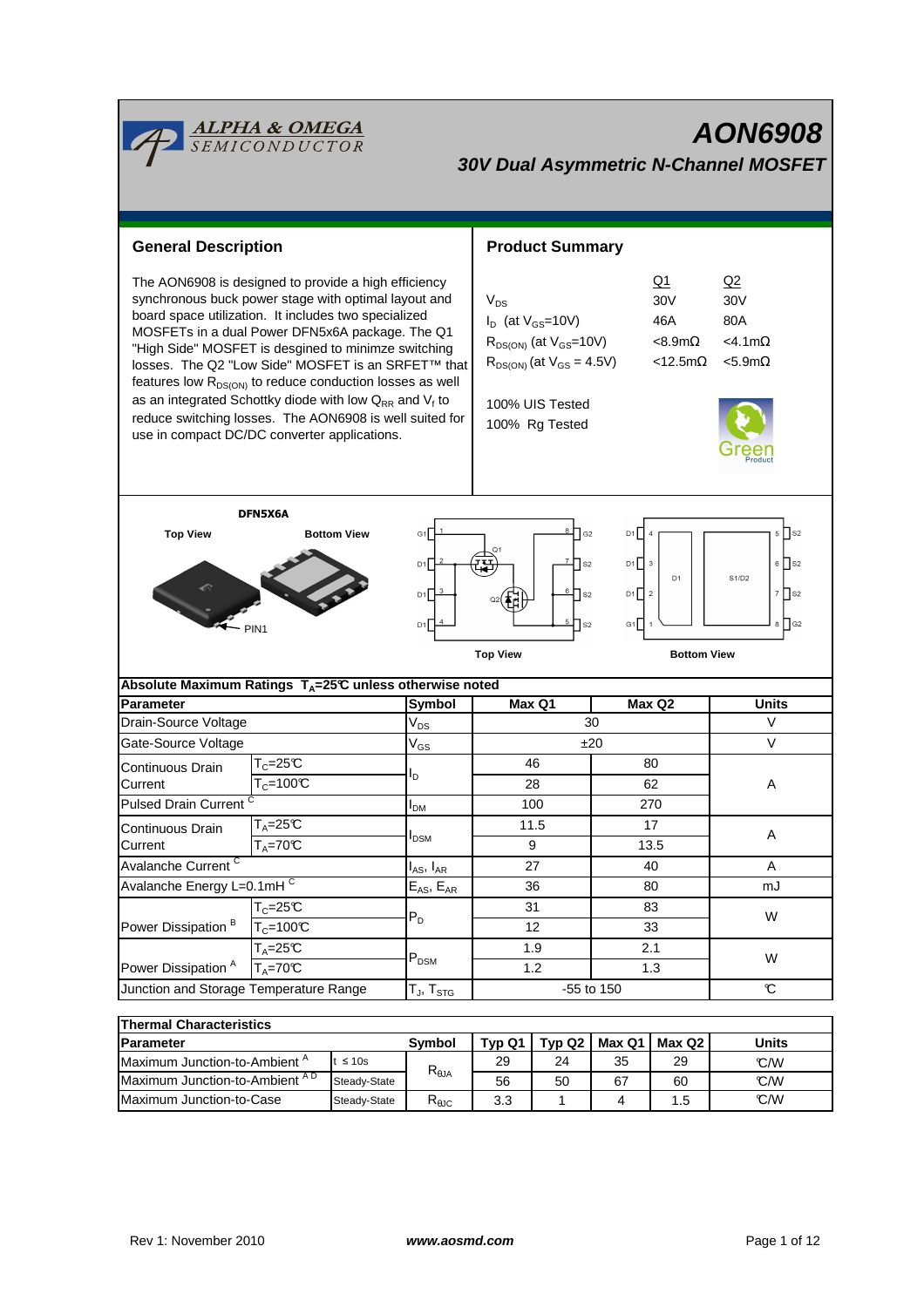**ALPHA & OMEGA SEMICONDUCTOR**

# AON6908

## 30V Dual Asymmetric N-Channel MOSFET

## General Description

The AON6908 is designed to provide a high efficiency synchronous buck power stage with optimal layout and board space utilization. It includes two specialized MOSFETs in a dual Power DFN5x6A package. The Q1 "High Side" MOSFET is desgined to minimze switching losses. The Q2 "Low Side" MOSFET is an SRFET™ that features low $R_{DS(ON)}$ to reduce conduction losses as well as an integrated Schottky diode with low $Q_{RR}$ and $V_f$ to reduce switching losses. The AON6908 is well suited for use in compact DC/DC converter applications.

## Product Summary

| | Q1 | Q2 |
|---|---|---|
| $V_{DS}$ | 30V | 30V |
| $I_D$ (at $V_{GS}$=10V) | 46A | 80A |
| $R_{DS(ON)}$ (at $V_{GS}$=10V) | <8.9mΩ | <4.1mΩ |
| $R_{DS(ON)}$ (at $V_{GS}$ = 4.5V) | <12.5mΩ | <5.9mΩ |

100% UIS Tested

100% Rg Tested

Green Product

DFN5X6A

Top View    Bottom View    PIN1

Top View    Bottom View

## Absolute Maximum Ratings $T_A$=25℃ unless otherwise noted

| Parameter | | Symbol | Max Q1 | Max Q2 | Units |
|---|---|---|---|---|---|
| Drain-Source Voltage | | $V_{DS}$ | 30 | | V |
| Gate-Source Voltage | | $V_{GS}$ | ±20 | | V |
| Continuous Drain Current | $T_C$=25℃ | $I_D$ | 46 | 80 | A |
| | $T_C$=100℃ | | 28 | 62 | |
| Pulsed Drain Current [C] | | $I_{DM}$ | 100 | 270 | |
| Continuous Drain Current | $T_A$=25℃ | $I_{DSM}$ | 11.5 | 17 | A |
| | $T_A$=70℃ | | 9 | 13.5 | |
| Avalanche Current [C] | | $I_{AS}$, $I_{AR}$ | 27 | 40 | A |
| Avalanche Energy L=0.1mH [C] | | $E_{AS}$, $E_{AR}$ | 36 | 80 | mJ |
| Power Dissipation [B] | $T_C$=25℃ | $P_D$ | 31 | 83 | W |
| | $T_C$=100℃ | | 12 | 33 | |
| Power Dissipation [A] | $T_A$=25℃ | $P_{DSM}$ | 1.9 | 2.1 | W |
| | $T_A$=70℃ | | 1.2 | 1.3 | |
| Junction and Storage Temperature Range | | $T_J$, $T_{STG}$ | -55 to 150 | | ℃ |

## Thermal Characteristics

| Parameter | | Symbol | Typ Q1 | Typ Q2 | Max Q1 | Max Q2 | Units |
|---|---|---|---|---|---|---|---|
| Maximum Junction-to-Ambient [A] | t ≤ 10s | $R_{\theta JA}$ | 29 | 24 | 35 | 29 | ℃/W |
| Maximum Junction-to-Ambient [A D] | Steady-State | | 56 | 50 | 67 | 60 | ℃/W |
| Maximum Junction-to-Case | Steady-State | $R_{\theta JC}$ | 3.3 | 1 | 4 | 1.5 | ℃/W |

Rev 1: November 2010    www.aosmd.com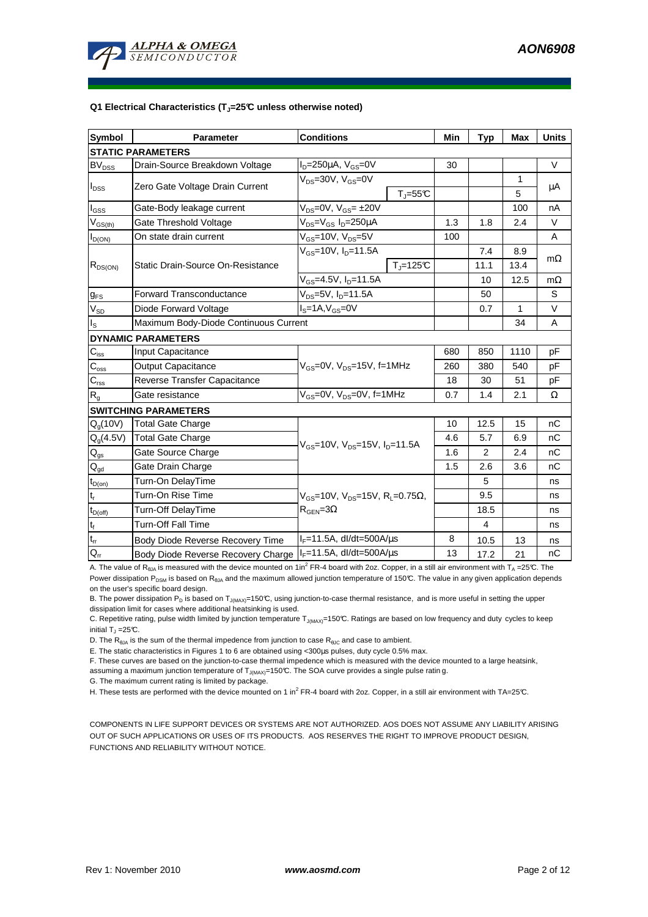### Q1 Electrical Characteristics ($T_J$=25°C unless otherwise noted)

| Symbol | Parameter | Conditions | | Min | Typ | Max | Units |
|---|---|---|---|---|---|---|---|
| **STATIC PARAMETERS** | | | | | | | |
| $BV_{DSS}$ | Drain-Source Breakdown Voltage | $I_D$=250µA, $V_{GS}$=0V | | 30 | | | V |
| $I_{DSS}$ | Zero Gate Voltage Drain Current | $V_{DS}$=30V, $V_{GS}$=0V | | | | 1 | µA |
| | | | $T_J$=55°C | | | 5 | |
| $I_{GSS}$ | Gate-Body leakage current | $V_{DS}$=0V, $V_{GS}$= ±20V | | | | 100 | nA |
| $V_{GS(th)}$ | Gate Threshold Voltage | $V_{DS}$=$V_{GS}$ $I_D$=250µA | | 1.3 | 1.8 | 2.4 | V |
| $I_{D(ON)}$ | On state drain current | $V_{GS}$=10V, $V_{DS}$=5V | | 100 | | | A |
| $R_{DS(ON)}$ | Static Drain-Source On-Resistance | $V_{GS}$=10V, $I_D$=11.5A | | | 7.4 | 8.9 | mΩ |
| | | | $T_J$=125°C | | 11.1 | 13.4 | |
| | | $V_{GS}$=4.5V, $I_D$=11.5A | | | 10 | 12.5 | mΩ |
| $g_{FS}$ | Forward Transconductance | $V_{DS}$=5V, $I_D$=11.5A | | | 50 | | S |
| $V_{SD}$ | Diode Forward Voltage | $I_S$=1A,$V_{GS}$=0V | | | 0.7 | 1 | V |
| $I_S$ | Maximum Body-Diode Continuous Current | | | | | 34 | A |
| **DYNAMIC PARAMETERS** | | | | | | | |
| $C_{iss}$ | Input Capacitance | $V_{GS}$=0V, $V_{DS}$=15V, f=1MHz | | 680 | 850 | 1110 | pF |
| $C_{oss}$ | Output Capacitance | | | 260 | 380 | 540 | pF |
| $C_{rss}$ | Reverse Transfer Capacitance | | | 18 | 30 | 51 | pF |
| $R_g$ | Gate resistance | $V_{GS}$=0V, $V_{DS}$=0V, f=1MHz | | 0.7 | 1.4 | 2.1 | Ω |
| **SWITCHING PARAMETERS** | | | | | | | |
| $Q_g$(10V) | Total Gate Charge | $V_{GS}$=10V, $V_{DS}$=15V, $I_D$=11.5A | | 10 | 12.5 | 15 | nC |
| $Q_g$(4.5V) | Total Gate Charge | | | 4.6 | 5.7 | 6.9 | nC |
| $Q_{gs}$ | Gate Source Charge | | | 1.6 | 2 | 2.4 | nC |
| $Q_{gd}$ | Gate Drain Charge | | | 1.5 | 2.6 | 3.6 | nC |
| $t_{D(on)}$ | Turn-On DelayTime | $V_{GS}$=10V, $V_{DS}$=15V, $R_L$=0.75Ω, $R_{GEN}$=3Ω | | | 5 | | ns |
| $t_r$ | Turn-On Rise Time | | | | 9.5 | | ns |
| $t_{D(off)}$ | Turn-Off DelayTime | | | | 18.5 | | ns |
| $t_f$ | Turn-Off Fall Time | | | | 4 | | ns |
| $t_{rr}$ | Body Diode Reverse Recovery Time | $I_F$=11.5A, dI/dt=500A/µs | | 8 | 10.5 | 13 | ns |
| $Q_{rr}$ | Body Diode Reverse Recovery Charge | $I_F$=11.5A, dI/dt=500A/µs | | 13 | 17.2 | 21 | nC |

A. The value of $R_{\theta JA}$ is measured with the device mounted on 1in² FR-4 board with 2oz. Copper, in a still air environment with $T_A$ =25°C. The Power dissipation $P_{DSM}$ is based on $R_{\theta JA}$ and the maximum allowed junction temperature of 150°C. The value in any given application depends on the user's specific board design.

B. The power dissipation $P_D$ is based on $T_{J(MAX)}$=150°C, using junction-to-case thermal resistance, and is more useful in setting the upper dissipation limit for cases where additional heatsinking is used.

C. Repetitive rating, pulse width limited by junction temperature $T_{J(MAX)}$=150°C. Ratings are based on low frequency and duty cycles to keep initial $T_J$ =25°C.

D. The $R_{\theta JA}$ is the sum of the thermal impedence from junction to case $R_{\theta JC}$ and case to ambient.

E. The static characteristics in Figures 1 to 6 are obtained using <300µs pulses, duty cycle 0.5% max.

F. These curves are based on the junction-to-case thermal impedence which is measured with the device mounted to a large heatsink, assuming a maximum junction temperature of $T_{J(MAX)}$=150°C. The SOA curve provides a single pulse ratin g.

G. The maximum current rating is limited by package.

H. These tests are performed with the device mounted on 1 in² FR-4 board with 2oz. Copper, in a still air environment with TA=25°C.

COMPONENTS IN LIFE SUPPORT DEVICES OR SYSTEMS ARE NOT AUTHORIZED. AOS DOES NOT ASSUME ANY LIABILITY ARISING OUT OF SUCH APPLICATIONS OR USES OF ITS PRODUCTS. AOS RESERVES THE RIGHT TO IMPROVE PRODUCT DESIGN, FUNCTIONS AND RELIABILITY WITHOUT NOTICE.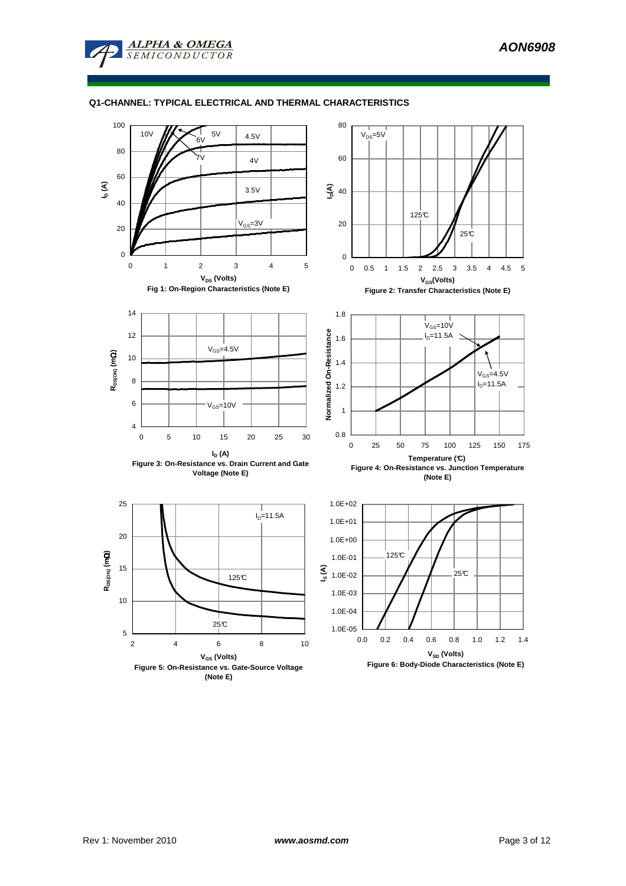## Q1-CHANNEL: TYPICAL ELECTRICAL AND THERMAL CHARACTERISTICS

Fig 1: On-Region Characteristics (Note E)

Figure 2: Transfer Characteristics (Note E)

Figure 3: On-Resistance vs. Drain Current and Gate Voltage (Note E)

Figure 4: On-Resistance vs. Junction Temperature (Note E)

Figure 5: On-Resistance vs. Gate-Source Voltage (Note E)

Figure 6: Body-Diode Characteristics (Note E)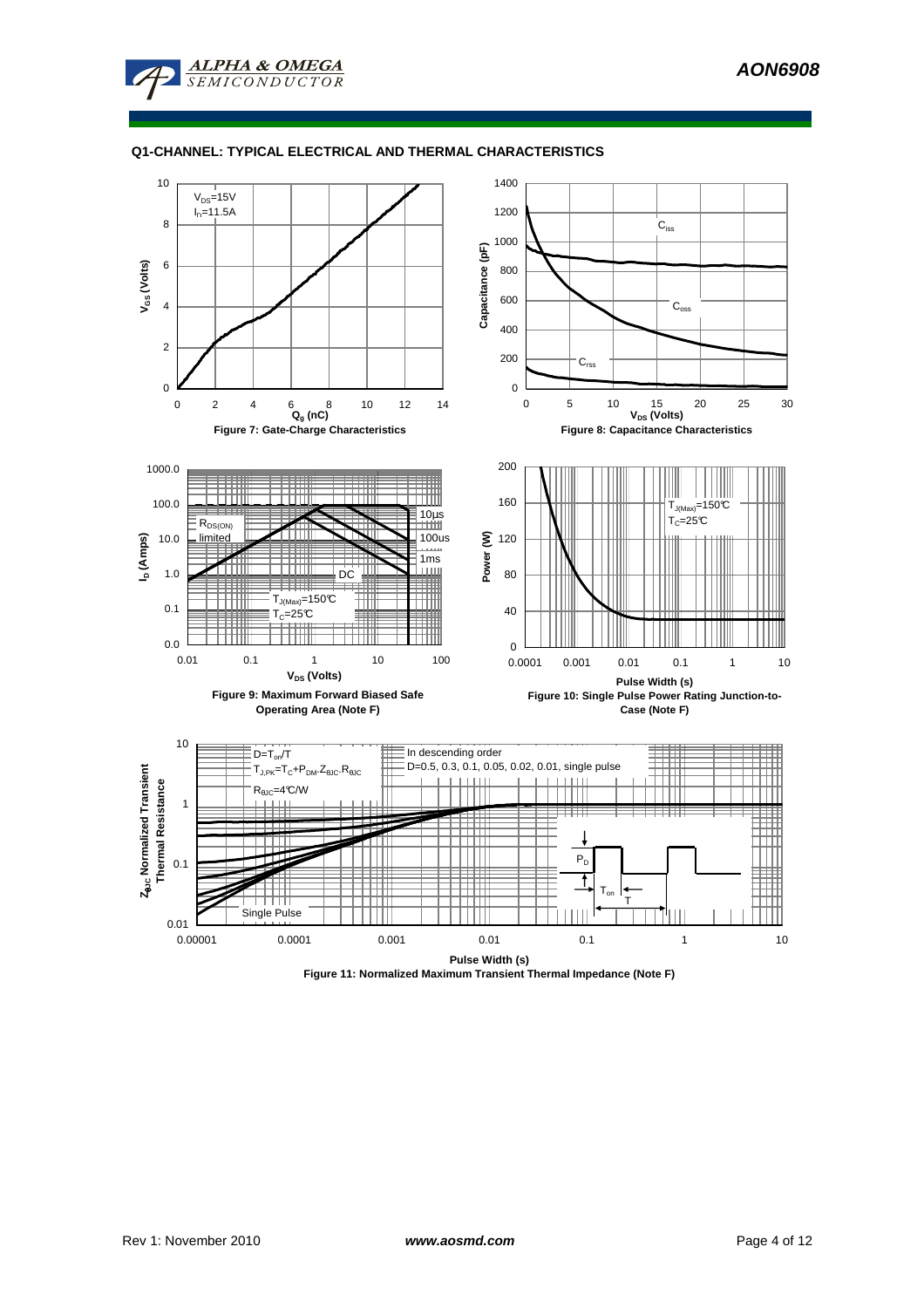## Q1-CHANNEL: TYPICAL ELECTRICAL AND THERMAL CHARACTERISTICS

$V_{DS}$=15V
$I_D$=11.5A

**Figure 7: Gate-Charge Characteristics**

$C_{iss}$ $C_{oss}$ $C_{rss}$

**Figure 8: Capacitance Characteristics**

$R_{DS(ON)}$ limited
10µs
100us
1ms
DC
$T_{J(Max)}$=150°C
$T_C$=25°C

**Figure 9: Maximum Forward Biased Safe Operating Area (Note F)**

$T_{J(Max)}$=150°C
$T_C$=25°C

**Figure 10: Single Pulse Power Rating Junction-to-Case (Note F)**

$D=T_{on}/T$
$T_{J,PK}=T_C+P_{DM}.Z_{\theta JC}.R_{\theta JC}$
$R_{\theta JC}$=4°C/W

In descending order
D=0.5, 0.3, 0.1, 0.05, 0.02, 0.01, single pulse

Single Pulse

**Figure 11: Normalized Maximum Transient Thermal Impedance (Note F)**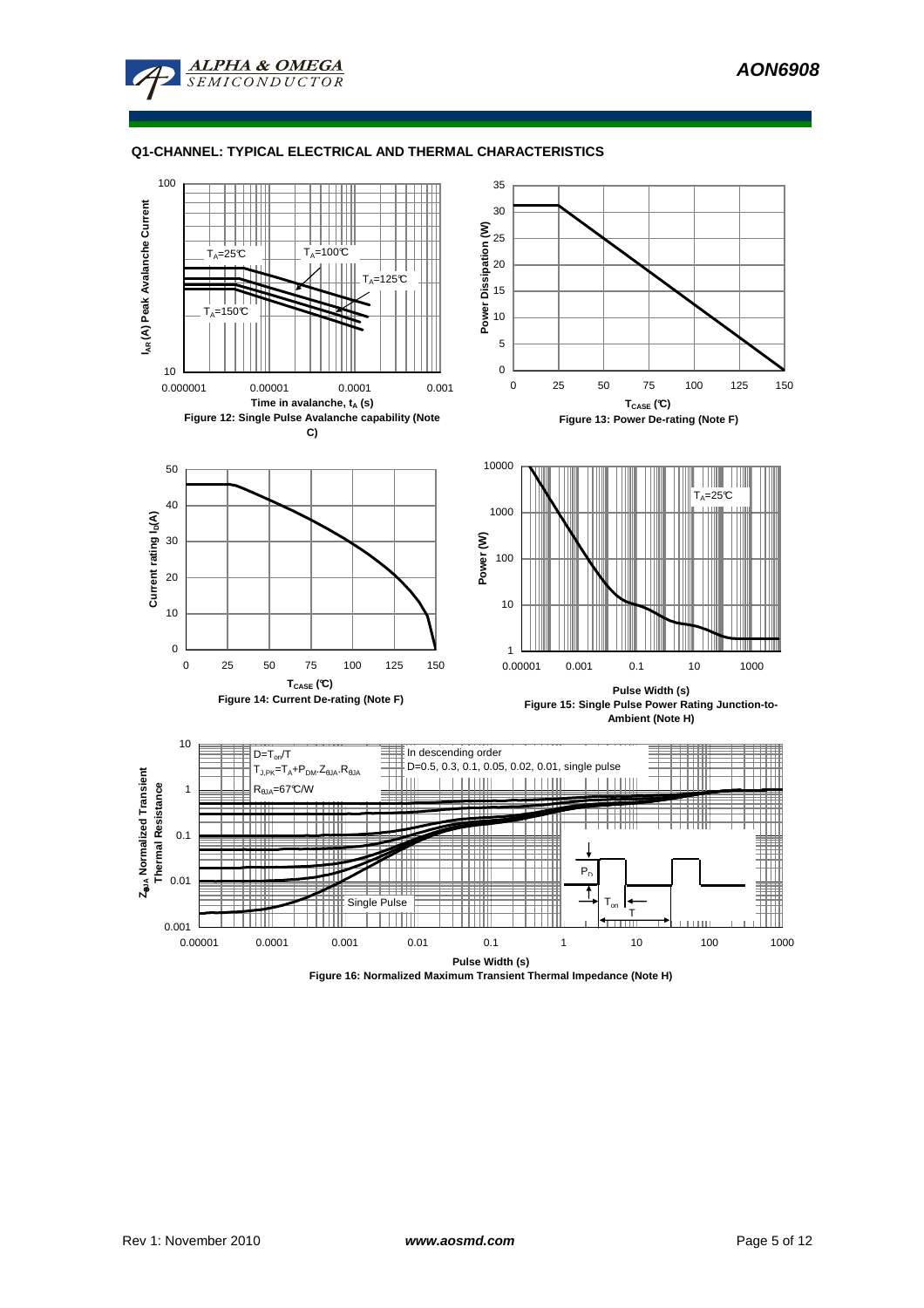## Q1-CHANNEL: TYPICAL ELECTRICAL AND THERMAL CHARACTERISTICS

Figure 12: Single Pulse Avalanche capability (Note C)

Figure 13: Power De-rating (Note F)

Figure 14: Current De-rating (Note F)

Figure 15: Single Pulse Power Rating Junction-to-Ambient (Note H)

Figure 16: Normalized Maximum Transient Thermal Impedance (Note H)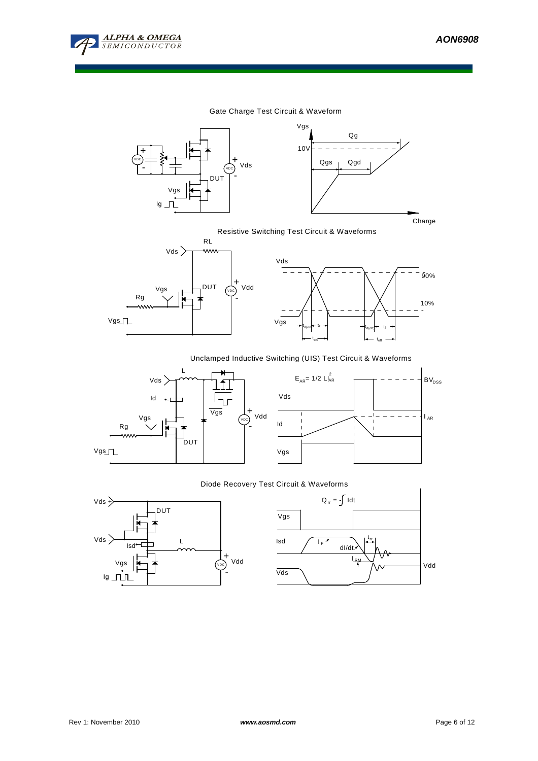## Gate Charge Test Circuit & Waveform

Vgs, Qg, 10V, Qgs, Qgd, Charge

VDC, Vds, DUT, Vgs, Ig

## Resistive Switching Test Circuit & Waveforms

RL, Vds, Vgs, Rg, DUT, Vdd, VDC, Vgs

Vds, 90%, 10%, Vgs, $t_{d(on)}$, $t_r$, $t_{on}$, $t_{d(off)}$, $t_f$, $t_{off}$

## Unclamped Inductive Switching (UIS) Test Circuit & Waveforms

L, Vds, Id, Vgs, Rg, DUT, Vgs, Vdd, VDC

$E_{AR} = 1/2\ LI_{AR}^2$

$BV_{DSS}$, Vds, Id, $I_{AR}$, Vgs

## Diode Recovery Test Circuit & Waveforms

Vds +, DUT, Vds -, Isd, L, Vgs, Ig, Vdd, VDC

$Q_{rr} = -\int Idt$

Vgs, Isd, $I_F$, dI/dt, $t_{rr}$, $I_{RM}$, Vds, Vdd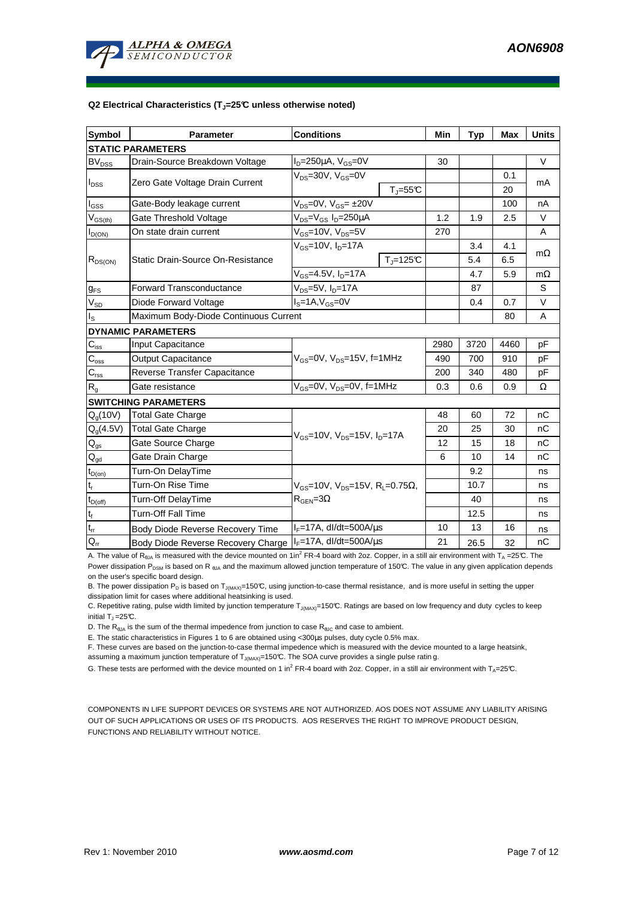### Q2 Electrical Characteristics ($T_J$=25°C unless otherwise noted)

| Symbol | Parameter | Conditions | | Min | Typ | Max | Units |
|---|---|---|---|---|---|---|---|
| **STATIC PARAMETERS** | | | | | | | |
| $BV_{DSS}$ | Drain-Source Breakdown Voltage | $I_D$=250µA, $V_{GS}$=0V | | 30 | | | V |
| $I_{DSS}$ | Zero Gate Voltage Drain Current | $V_{DS}$=30V, $V_{GS}$=0V | | | | 0.1 | mA |
| | | | $T_J$=55°C | | | 20 | |
| $I_{GSS}$ | Gate-Body leakage current | $V_{DS}$=0V, $V_{GS}$= ±20V | | | | 100 | nA |
| $V_{GS(th)}$ | Gate Threshold Voltage | $V_{DS}$=$V_{GS}$ $I_D$=250µA | | 1.2 | 1.9 | 2.5 | V |
| $I_{D(ON)}$ | On state drain current | $V_{GS}$=10V, $V_{DS}$=5V | | 270 | | | A |
| $R_{DS(ON)}$ | Static Drain-Source On-Resistance | $V_{GS}$=10V, $I_D$=17A | | | 3.4 | 4.1 | mΩ |
| | | | $T_J$=125°C | | 5.4 | 6.5 | |
| | | $V_{GS}$=4.5V, $I_D$=17A | | | 4.7 | 5.9 | mΩ |
| $g_{FS}$ | Forward Transconductance | $V_{DS}$=5V, $I_D$=17A | | | 87 | | S |
| $V_{SD}$ | Diode Forward Voltage | $I_S$=1A,$V_{GS}$=0V | | | 0.4 | 0.7 | V |
| $I_S$ | Maximum Body-Diode Continuous Current | | | | | 80 | A |
| **DYNAMIC PARAMETERS** | | | | | | | |
| $C_{iss}$ | Input Capacitance | $V_{GS}$=0V, $V_{DS}$=15V, f=1MHz | | 2980 | 3720 | 4460 | pF |
| $C_{oss}$ | Output Capacitance | | | 490 | 700 | 910 | pF |
| $C_{rss}$ | Reverse Transfer Capacitance | | | 200 | 340 | 480 | pF |
| $R_g$ | Gate resistance | $V_{GS}$=0V, $V_{DS}$=0V, f=1MHz | | 0.3 | 0.6 | 0.9 | Ω |
| **SWITCHING PARAMETERS** | | | | | | | |
| $Q_g$(10V) | Total Gate Charge | $V_{GS}$=10V, $V_{DS}$=15V, $I_D$=17A | | 48 | 60 | 72 | nC |
| $Q_g$(4.5V) | Total Gate Charge | | | 20 | 25 | 30 | nC |
| $Q_{gs}$ | Gate Source Charge | | | 12 | 15 | 18 | nC |
| $Q_{gd}$ | Gate Drain Charge | | | 6 | 10 | 14 | nC |
| $t_{D(on)}$ | Turn-On DelayTime | $V_{GS}$=10V, $V_{DS}$=15V, $R_L$=0.75Ω, $R_{GEN}$=3Ω | | | 9.2 | | ns |
| $t_r$ | Turn-On Rise Time | | | | 10.7 | | ns |
| $t_{D(off)}$ | Turn-Off DelayTime | | | | 40 | | ns |
| $t_f$ | Turn-Off Fall Time | | | | 12.5 | | ns |
| $t_{rr}$ | Body Diode Reverse Recovery Time | $I_F$=17A, dI/dt=500A/µs | | 10 | 13 | 16 | ns |
| $Q_{rr}$ | Body Diode Reverse Recovery Charge | $I_F$=17A, dI/dt=500A/µs | | 21 | 26.5 | 32 | nC |

A. The value of $R_{\theta JA}$ is measured with the device mounted on 1in² FR-4 board with 2oz. Copper, in a still air environment with $T_A$ =25°C. The Power dissipation $P_{DSM}$ is based on $R_{\theta JA}$ and the maximum allowed junction temperature of 150°C. The value in any given application depends on the user's specific board design.

B. The power dissipation $P_D$ is based on $T_{J(MAX)}$=150°C, using junction-to-case thermal resistance, and is more useful in setting the upper dissipation limit for cases where additional heatsinking is used.

C. Repetitive rating, pulse width limited by junction temperature $T_{J(MAX)}$=150°C. Ratings are based on low frequency and duty cycles to keep initial $T_J$ =25°C.

D. The $R_{\theta JA}$ is the sum of the thermal impedence from junction to case $R_{\theta JC}$ and case to ambient.

E. The static characteristics in Figures 1 to 6 are obtained using <300µs pulses, duty cycle 0.5% max.

F. These curves are based on the junction-to-case thermal impedence which is measured with the device mounted to a large heatsink, assuming a maximum junction temperature of $T_{J(MAX)}$=150°C. The SOA curve provides a single pulse ratin g.

G. These tests are performed with the device mounted on 1 in² FR-4 board with 2oz. Copper, in a still air environment with $T_A$=25°C.

COMPONENTS IN LIFE SUPPORT DEVICES OR SYSTEMS ARE NOT AUTHORIZED. AOS DOES NOT ASSUME ANY LIABILITY ARISING OUT OF SUCH APPLICATIONS OR USES OF ITS PRODUCTS. AOS RESERVES THE RIGHT TO IMPROVE PRODUCT DESIGN, FUNCTIONS AND RELIABILITY WITHOUT NOTICE.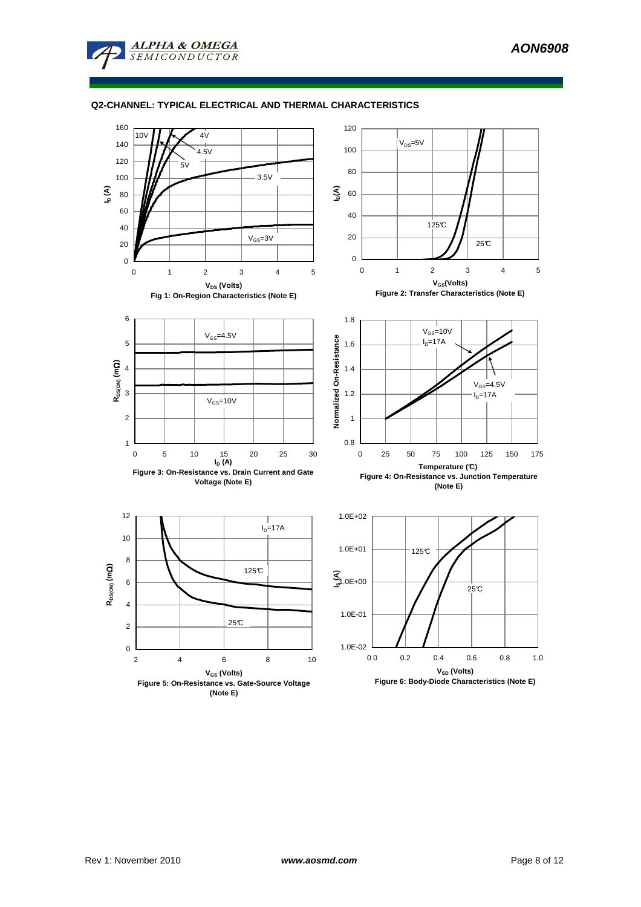## Q2-CHANNEL: TYPICAL ELECTRICAL AND THERMAL CHARACTERISTICS

Fig 1: On-Region Characteristics (Note E)

Figure 2: Transfer Characteristics (Note E)

Figure 3: On-Resistance vs. Drain Current and Gate Voltage (Note E)

Figure 4: On-Resistance vs. Junction Temperature (Note E)

Figure 5: On-Resistance vs. Gate-Source Voltage (Note E)

Figure 6: Body-Diode Characteristics (Note E)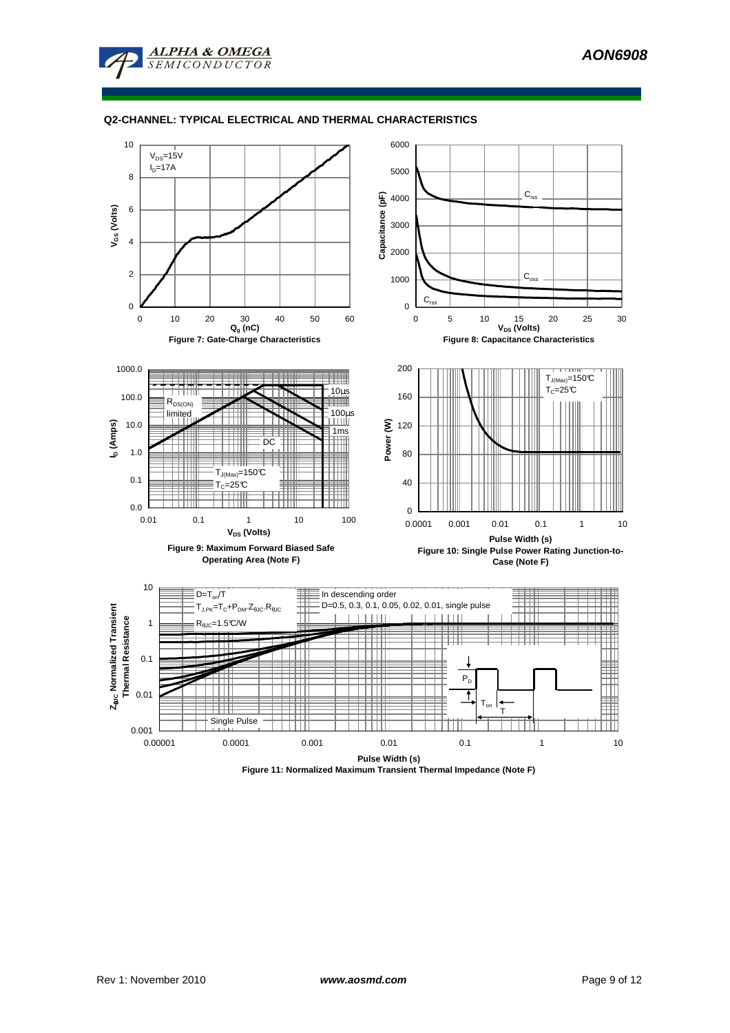## Q2-CHANNEL: TYPICAL ELECTRICAL AND THERMAL CHARACTERISTICS

$V_{DS}$=15V
$I_D$=17A

Figure 7: Gate-Charge Characteristics

$C_{iss}$
$C_{oss}$
$C_{rss}$

Figure 8: Capacitance Characteristics

$R_{DS(ON)}$ limited
10µs
100µs
1ms
DC
$T_{J(Max)}$=150°C
$T_C$=25°C

Figure 9: Maximum Forward Biased Safe Operating Area (Note F)

$T_{J(Max)}$=150°C
$T_C$=25°C

Figure 10: Single Pulse Power Rating Junction-to-Case (Note F)

$D=T_{on}/T$
$T_{J,PK}=T_C+P_{DM}.Z_{\theta JC}.R_{\theta JC}$
$R_{\theta JC}$=1.5°C/W

In descending order
D=0.5, 0.3, 0.1, 0.05, 0.02, 0.01, single pulse

Single Pulse

Figure 11: Normalized Maximum Transient Thermal Impedance (Note F)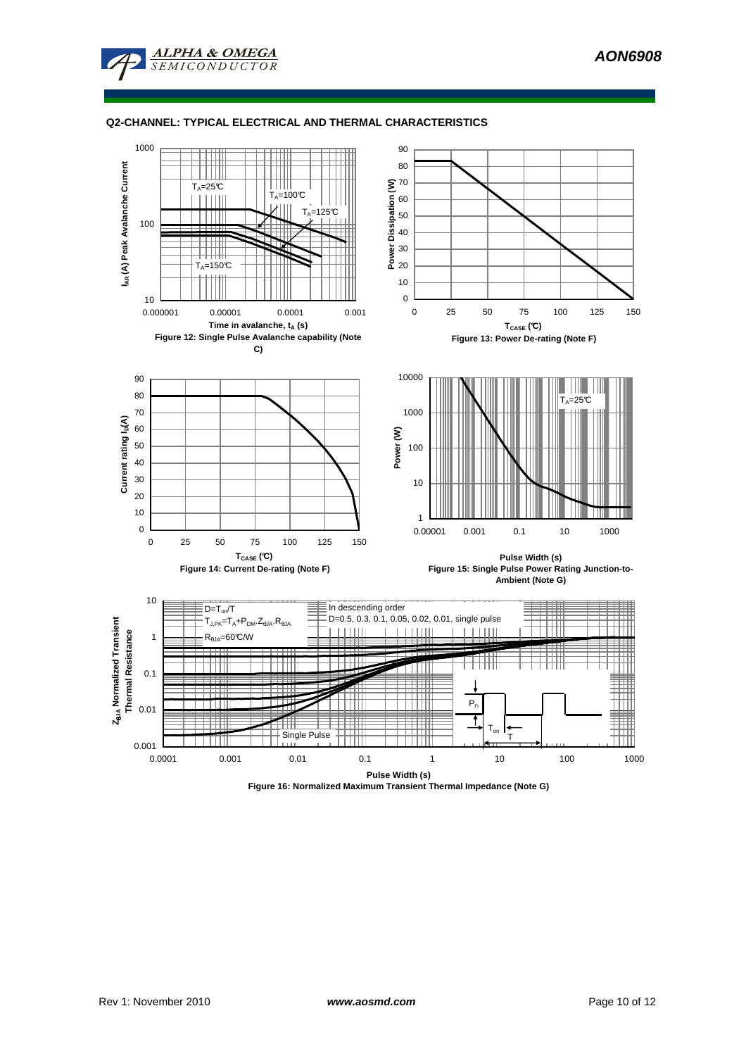## Q2-CHANNEL: TYPICAL ELECTRICAL AND THERMAL CHARACTERISTICS

Figure 12: Single Pulse Avalanche capability (Note C)

Figure 13: Power De-rating (Note F)

Figure 14: Current De-rating (Note F)

Figure 15: Single Pulse Power Rating Junction-to-Ambient (Note G)

Figure 16: Normalized Maximum Transient Thermal Impedance (Note G)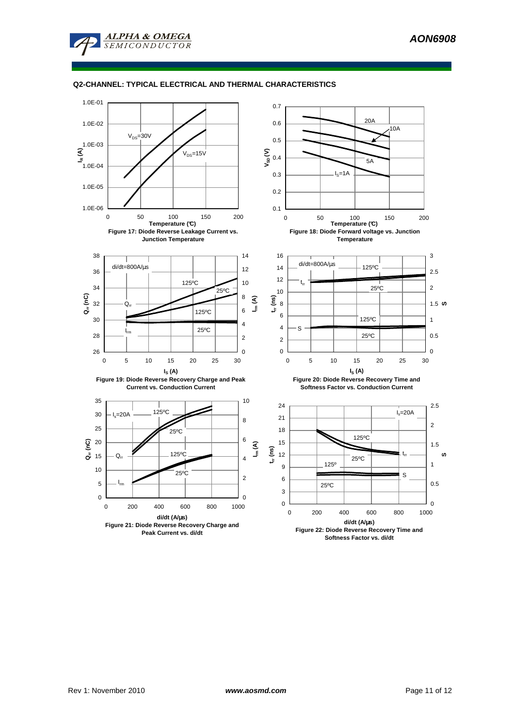## Q2-CHANNEL: TYPICAL ELECTRICAL AND THERMAL CHARACTERISTICS

Figure 17: Diode Reverse Leakage Current vs. Junction Temperature

Figure 18: Diode Forward voltage vs. Junction Temperature

Figure 19: Diode Reverse Recovery Charge and Peak Current vs. Conduction Current

Figure 20: Diode Reverse Recovery Time and Softness Factor vs. Conduction Current

Figure 21: Diode Reverse Recovery Charge and Peak Current vs. di/dt

Figure 22: Diode Reverse Recovery Time and Softness Factor vs. di/dt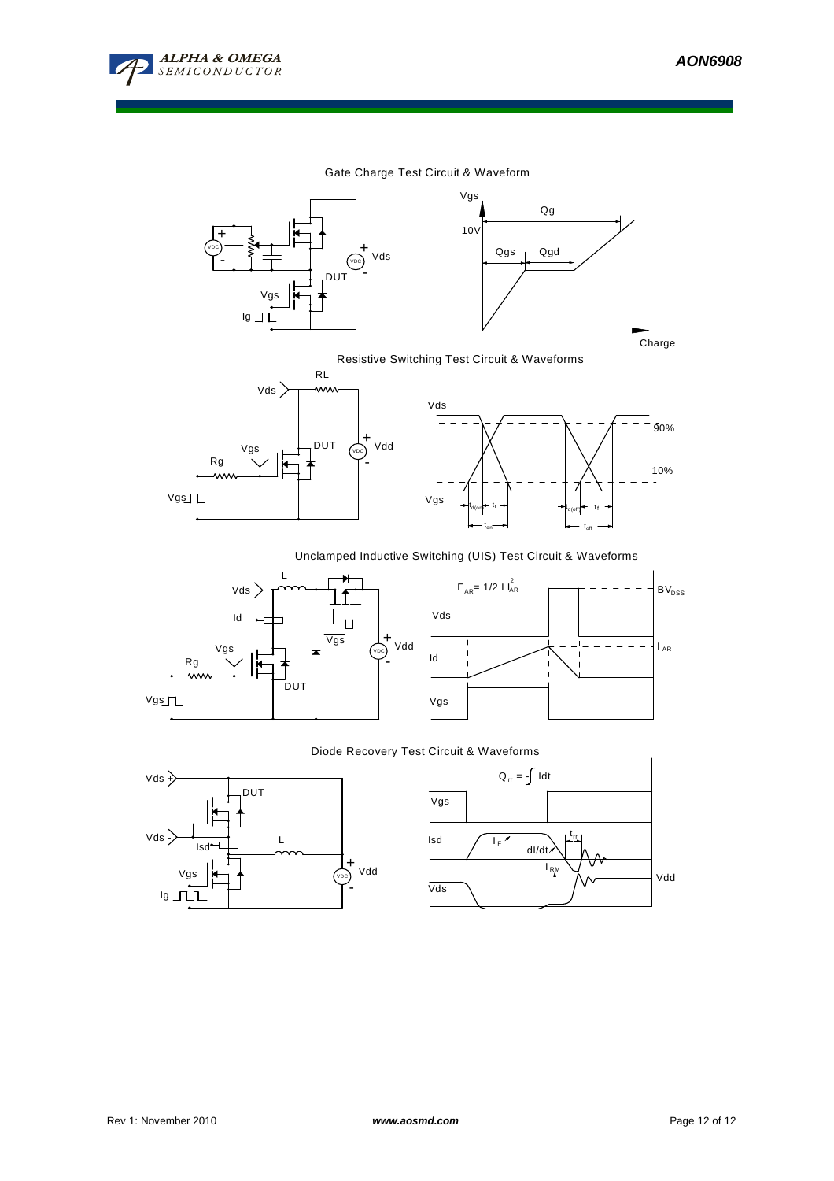## Gate Charge Test Circuit & Waveform

VDC
+
-
DUT
Vgs
Ig
+
Vds
-
VDC

Vgs
Qg
10V
Qgs
Qgd
Charge

## Resistive Switching Test Circuit & Waveforms

RL
Vds
Vgs
DUT
Rg
Vgs
+
Vdd
-
VDC

Vds
90%
10%
Vgs
$t_{d(on)}$
$t_r$
$t_{on}$
$t_{d(off)}$
$t_f$
$t_{off}$

## Unclamped Inductive Switching (UIS) Test Circuit & Waveforms

L
Vds
Id
Vgs
Vgs
Rg
DUT
Vgs
+
Vdd
-
VDC

$E_{AR} = 1/2\ LI_{AR}^2$
$BV_{DSS}$
Vds
Id
$I_{AR}$
Vgs

## Diode Recovery Test Circuit & Waveforms

Vds +
DUT
Vds -
Isd
L
Vgs
Ig
+
Vdd
-
VDC

$Q_{rr} = -\int Idt$
Vgs
Isd
$I_F$
dI/dt
$t_{rr}$
$I_{RM}$
Vds
Vdd